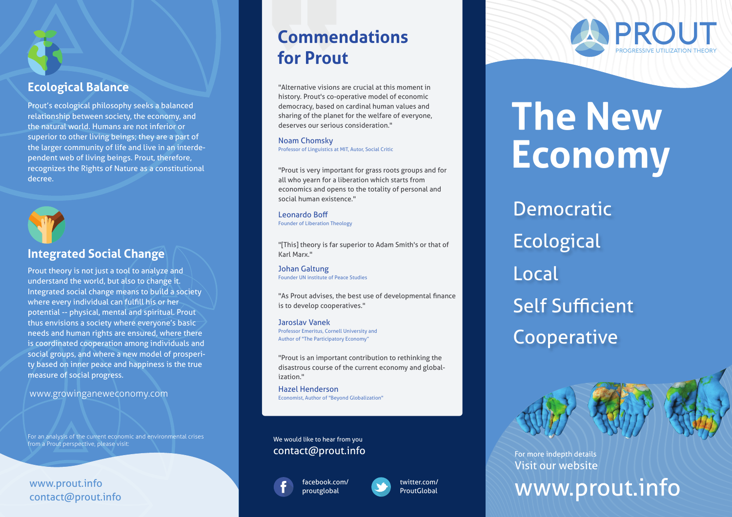## Ecological Balance

Prout's ecological philosophy seeks a balanced relationship between society, the economy, and the natural world. Humans are not inferior or superior to other living beings; they are a part of the larger community of life and live in an interdependent web of living beings. Prout, therefore, recognizes the Rights of Nature as a constitutional decree.

## Integrated Social Change

Prout theory is not just a tool to analyze and understand the world, but also to change it. Integrated social change means to build a society where every individual can fulfill his or her potential -- physical, mental and spiritual. Prout thus envisions a society where everyone's basic needs and human rights are ensured, where there is coordinated cooperation among individuals and social groups, and where a new model of prosperity based on inner peace and happiness is the true measure of social progress.

www.growinganeweconomy.com

For an analysis of the current economic and environmental crises from a Prout perspective, please visit:

www.prout.info
contact@prout.info

## Commendations for Prout

"Alternative visions are crucial at this moment in history. Prout's co-operative model of economic democracy, based on cardinal human values and sharing of the planet for the welfare of everyone, deserves our serious consideration."

Noam Chomsky
Professor of Linguistics at MIT, Autor, Social Critic

"Prout is very important for grass roots groups and for all who yearn for a liberation which starts from economics and opens to the totality of personal and social human existence."

Leonardo Boff
Founder of Liberation Theology

"[This] theory is far superior to Adam Smith's or that of Karl Marx."

Johan Galtung
Founder UN institute of Peace Studies

"As Prout advises, the best use of developmental finance is to develop cooperatives."

Jaroslav Vanek
Professor Emeritus, Cornell University and Author of "The Participatory Economy"

"Prout is an important contribution to rethinking the disastrous course of the current economy and globalization."

Hazel Henderson
Economist, Author of "Beyond Globalization"

We would like to hear from you
contact@prout.info

facebook.com/proutglobal

twitter.com/ProutGlobal

PROUT
PROGRESSIVE UTILIZATION THEORY

# The New Economy

Democratic

Ecological

Local

Self Sufficient

Cooperative

For more indepth details
Visit our website
www.prout.info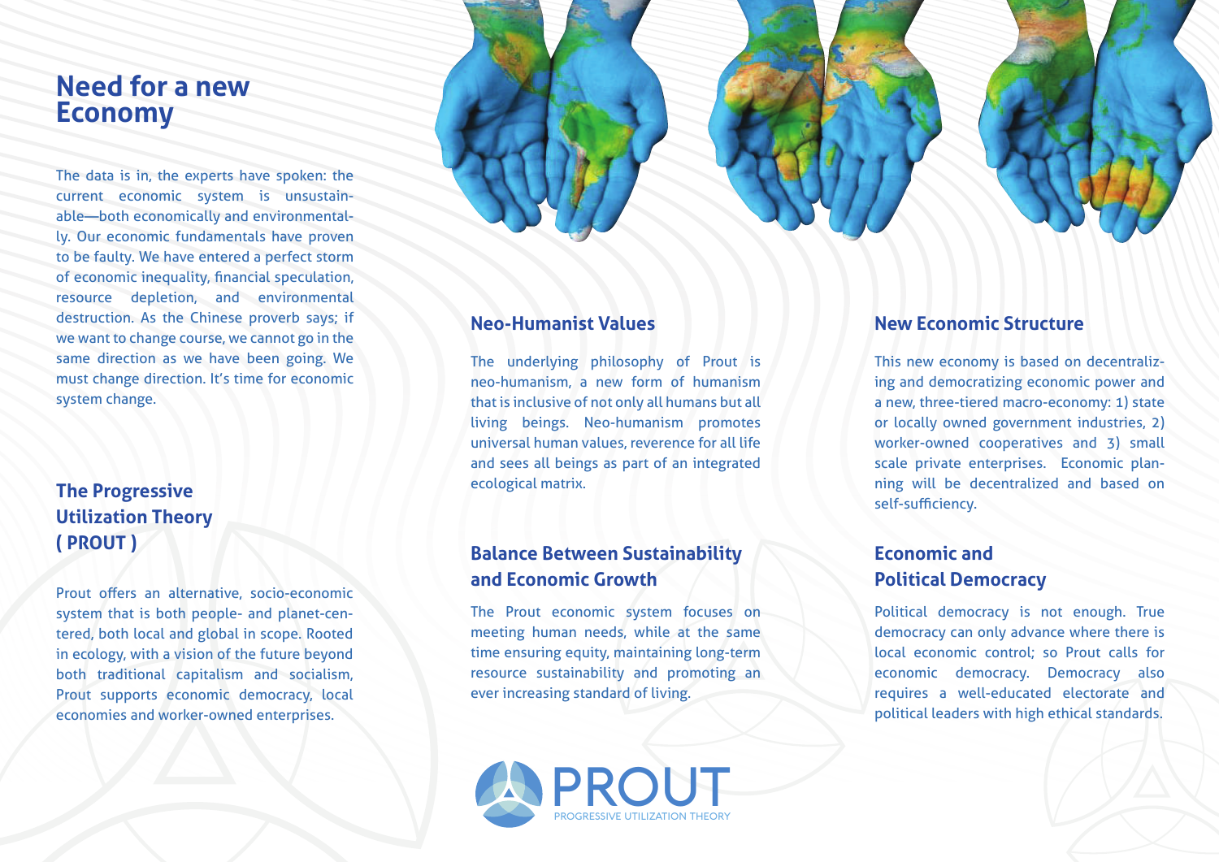# Need for a new Economy

The data is in, the experts have spoken: the current economic system is unsustainable—both economically and environmentally. Our economic fundamentals have proven to be faulty. We have entered a perfect storm of economic inequality, financial speculation, resource depletion, and environmental destruction. As the Chinese proverb says; if we want to change course, we cannot go in the same direction as we have been going. We must change direction. It's time for economic system change.

## The Progressive Utilization Theory ( PROUT )

Prout offers an alternative, socio-economic system that is both people- and planet-centered, both local and global in scope. Rooted in ecology, with a vision of the future beyond both traditional capitalism and socialism, Prout supports economic democracy, local economies and worker-owned enterprises.

## Neo-Humanist Values

The underlying philosophy of Prout is neo-humanism, a new form of humanism that is inclusive of not only all humans but all living beings. Neo-humanism promotes universal human values, reverence for all life and sees all beings as part of an integrated ecological matrix.

## Balance Between Sustainability and Economic Growth

The Prout economic system focuses on meeting human needs, while at the same time ensuring equity, maintaining long-term resource sustainability and promoting an ever increasing standard of living.

## New Economic Structure

This new economy is based on decentralizing and democratizing economic power and a new, three-tiered macro-economy: 1) state or locally owned government industries, 2) worker-owned cooperatives and 3) small scale private enterprises. Economic planning will be decentralized and based on self-sufficiency.

## Economic and Political Democracy

Political democracy is not enough. True democracy can only advance where there is local economic control; so Prout calls for economic democracy. Democracy also requires a well-educated electorate and political leaders with high ethical standards.

PROUT

PROGRESSIVE UTILIZATION THEORY